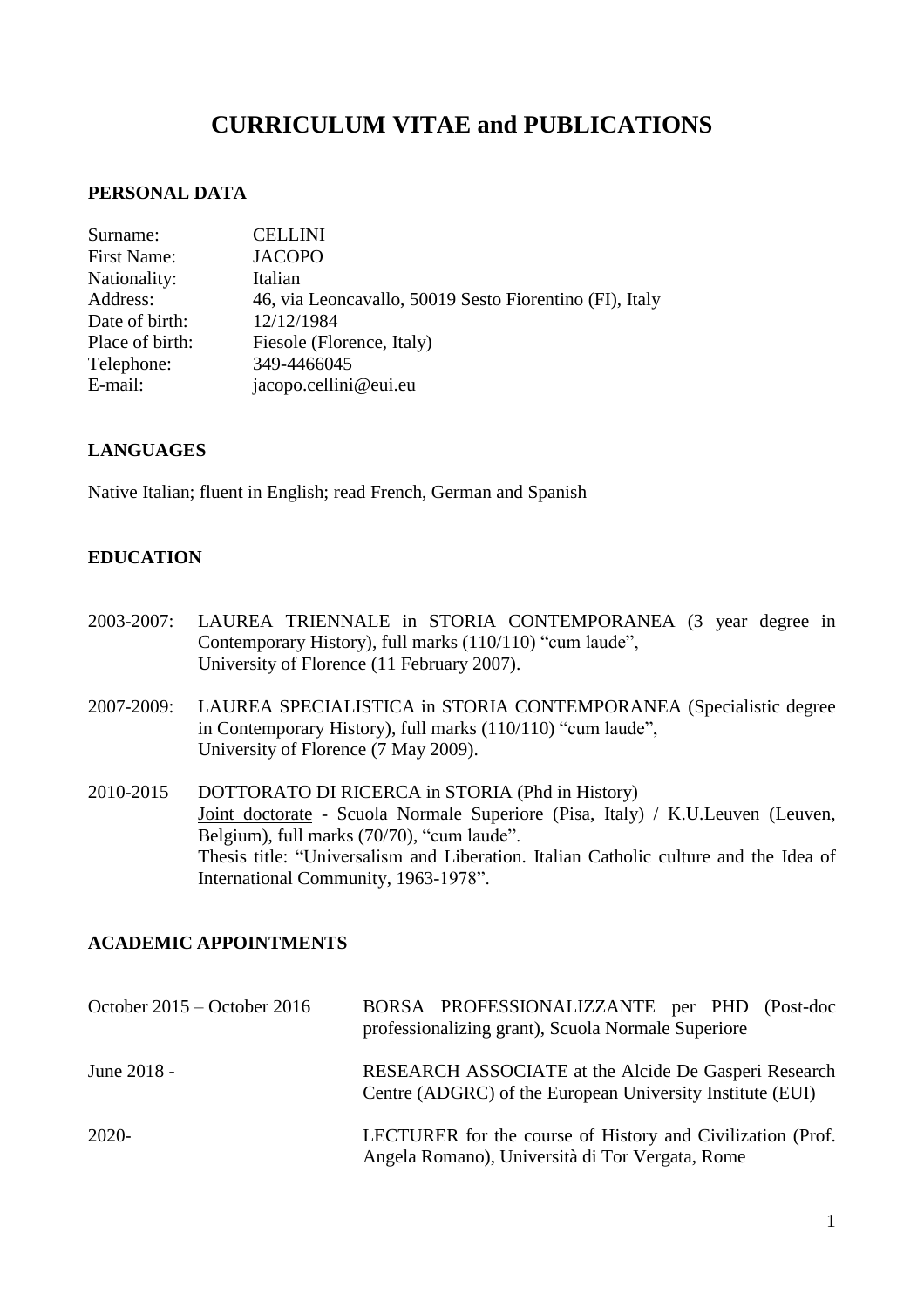# CURRICULUM VITAE and PUBLICATIONS

## PERSONAL DATA

| | |
|---|---|
| Surname: | CELLINI |
| First Name: | JACOPO |
| Nationality: | Italian |
| Address: | 46, via Leoncavallo, 50019 Sesto Fiorentino (FI), Italy |
| Date of birth: | 12/12/1984 |
| Place of birth: | Fiesole (Florence, Italy) |
| Telephone: | 349-4466045 |
| E-mail: | jacopo.cellini@eui.eu |

## LANGUAGES

Native Italian; fluent in English; read French, German and Spanish

## EDUCATION

2003-2007: LAUREA TRIENNALE in STORIA CONTEMPORANEA (3 year degree in Contemporary History), full marks (110/110) "cum laude", University of Florence (11 February 2007).

2007-2009: LAUREA SPECIALISTICA in STORIA CONTEMPORANEA (Specialistic degree in Contemporary History), full marks (110/110) "cum laude", University of Florence (7 May 2009).

2010-2015 DOTTORATO DI RICERCA in STORIA (Phd in History)
Joint doctorate - Scuola Normale Superiore (Pisa, Italy) / K.U.Leuven (Leuven, Belgium), full marks (70/70), "cum laude".
Thesis title: "Universalism and Liberation. Italian Catholic culture and the Idea of International Community, 1963-1978".

## ACADEMIC APPOINTMENTS

| | |
|---|---|
| October 2015 – October 2016 | BORSA PROFESSIONALIZZANTE per PHD (Post-doc professionalizing grant), Scuola Normale Superiore |
| June 2018 - | RESEARCH ASSOCIATE at the Alcide De Gasperi Research Centre (ADGRC) of the European University Institute (EUI) |
| 2020- | LECTURER for the course of History and Civilization (Prof. Angela Romano), Università di Tor Vergata, Rome |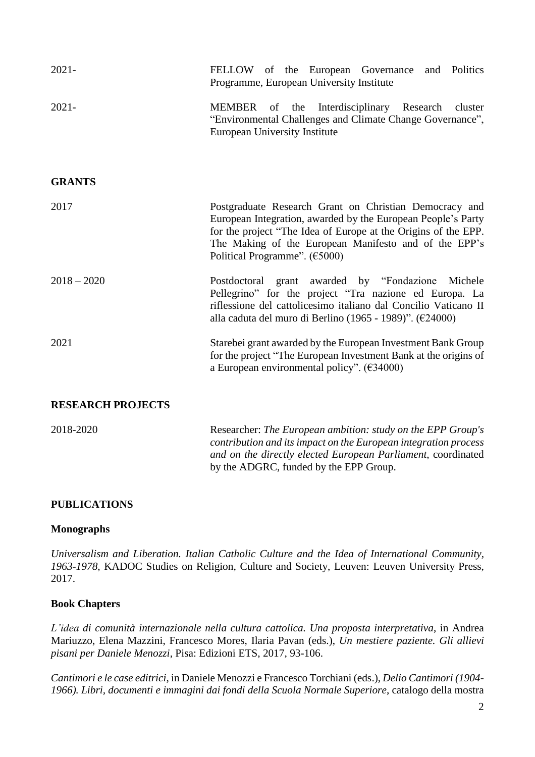| | |
|---|---|
| 2021- | FELLOW of the European Governance and Politics Programme, European University Institute |
| 2021- | MEMBER of the Interdisciplinary Research cluster "Environmental Challenges and Climate Change Governance", European University Institute |

## GRANTS

| | |
|---|---|
| 2017 | Postgraduate Research Grant on Christian Democracy and European Integration, awarded by the European People's Party for the project "The Idea of Europe at the Origins of the EPP. The Making of the European Manifesto and of the EPP's Political Programme". (€5000) |
| 2018 – 2020 | Postdoctoral grant awarded by "Fondazione Michele Pellegrino" for the project "Tra nazione ed Europa. La riflessione del cattolicesimo italiano dal Concilio Vaticano II alla caduta del muro di Berlino (1965 - 1989)". (€24000) |
| 2021 | Starebei grant awarded by the European Investment Bank Group for the project "The European Investment Bank at the origins of a European environmental policy". (€34000) |

## RESEARCH PROJECTS

| | |
|---|---|
| 2018-2020 | Researcher: *The European ambition: study on the EPP Group's contribution and its impact on the European integration process and on the directly elected European Parliament*, coordinated by the ADGRC, funded by the EPP Group. |

## PUBLICATIONS

### Monographs

*Universalism and Liberation. Italian Catholic Culture and the Idea of International Community, 1963-1978*, KADOC Studies on Religion, Culture and Society, Leuven: Leuven University Press, 2017.

### Book Chapters

*L'idea di comunità internazionale nella cultura cattolica. Una proposta interpretativa*, in Andrea Mariuzzo, Elena Mazzini, Francesco Mores, Ilaria Pavan (eds.), *Un mestiere paziente. Gli allievi pisani per Daniele Menozzi*, Pisa: Edizioni ETS, 2017, 93-106.

*Cantimori e le case editrici*, in Daniele Menozzi e Francesco Torchiani (eds.), *Delio Cantimori (1904-1966). Libri, documenti e immagini dai fondi della Scuola Normale Superiore*, catalogo della mostra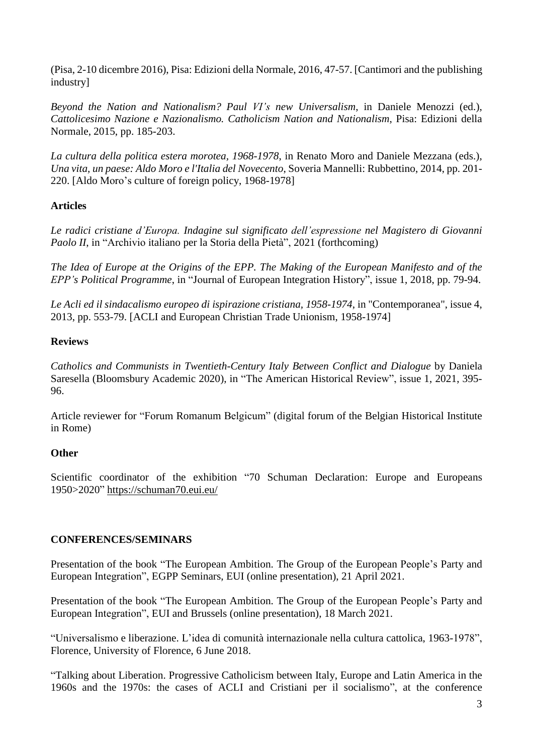(Pisa, 2-10 dicembre 2016), Pisa: Edizioni della Normale, 2016, 47-57. [Cantimori and the publishing industry]

*Beyond the Nation and Nationalism? Paul VI's new Universalism*, in Daniele Menozzi (ed.), *Cattolicesimo Nazione e Nazionalismo. Catholicism Nation and Nationalism*, Pisa: Edizioni della Normale, 2015, pp. 185-203.

*La cultura della politica estera morotea, 1968-1978*, in Renato Moro and Daniele Mezzana (eds.), *Una vita, un paese: Aldo Moro e l'Italia del Novecento*, Soveria Mannelli: Rubbettino, 2014, pp. 201-220. [Aldo Moro's culture of foreign policy, 1968-1978]

**Articles**

*Le radici cristiane d'Europa. Indagine sul significato dell'espressione nel Magistero di Giovanni Paolo II*, in "Archivio italiano per la Storia della Pietà", 2021 (forthcoming)

*The Idea of Europe at the Origins of the EPP. The Making of the European Manifesto and of the EPP's Political Programme*, in "Journal of European Integration History", issue 1, 2018, pp. 79-94.

*Le Acli ed il sindacalismo europeo di ispirazione cristiana, 1958-1974*, in "Contemporanea", issue 4, 2013, pp. 553-79. [ACLI and European Christian Trade Unionism, 1958-1974]

**Reviews**

*Catholics and Communists in Twentieth-Century Italy Between Conflict and Dialogue* by Daniela Saresella (Bloomsbury Academic 2020), in "The American Historical Review", issue 1, 2021, 395-96.

Article reviewer for "Forum Romanum Belgicum" (digital forum of the Belgian Historical Institute in Rome)

**Other**

Scientific coordinator of the exhibition "70 Schuman Declaration: Europe and Europeans 1950>2020" https://schuman70.eui.eu/

**CONFERENCES/SEMINARS**

Presentation of the book "The European Ambition. The Group of the European People's Party and European Integration", EGPP Seminars, EUI (online presentation), 21 April 2021.

Presentation of the book "The European Ambition. The Group of the European People's Party and European Integration", EUI and Brussels (online presentation), 18 March 2021.

"Universalismo e liberazione. L'idea di comunità internazionale nella cultura cattolica, 1963-1978", Florence, University of Florence, 6 June 2018.

"Talking about Liberation. Progressive Catholicism between Italy, Europe and Latin America in the 1960s and the 1970s: the cases of ACLI and Cristiani per il socialismo", at the conference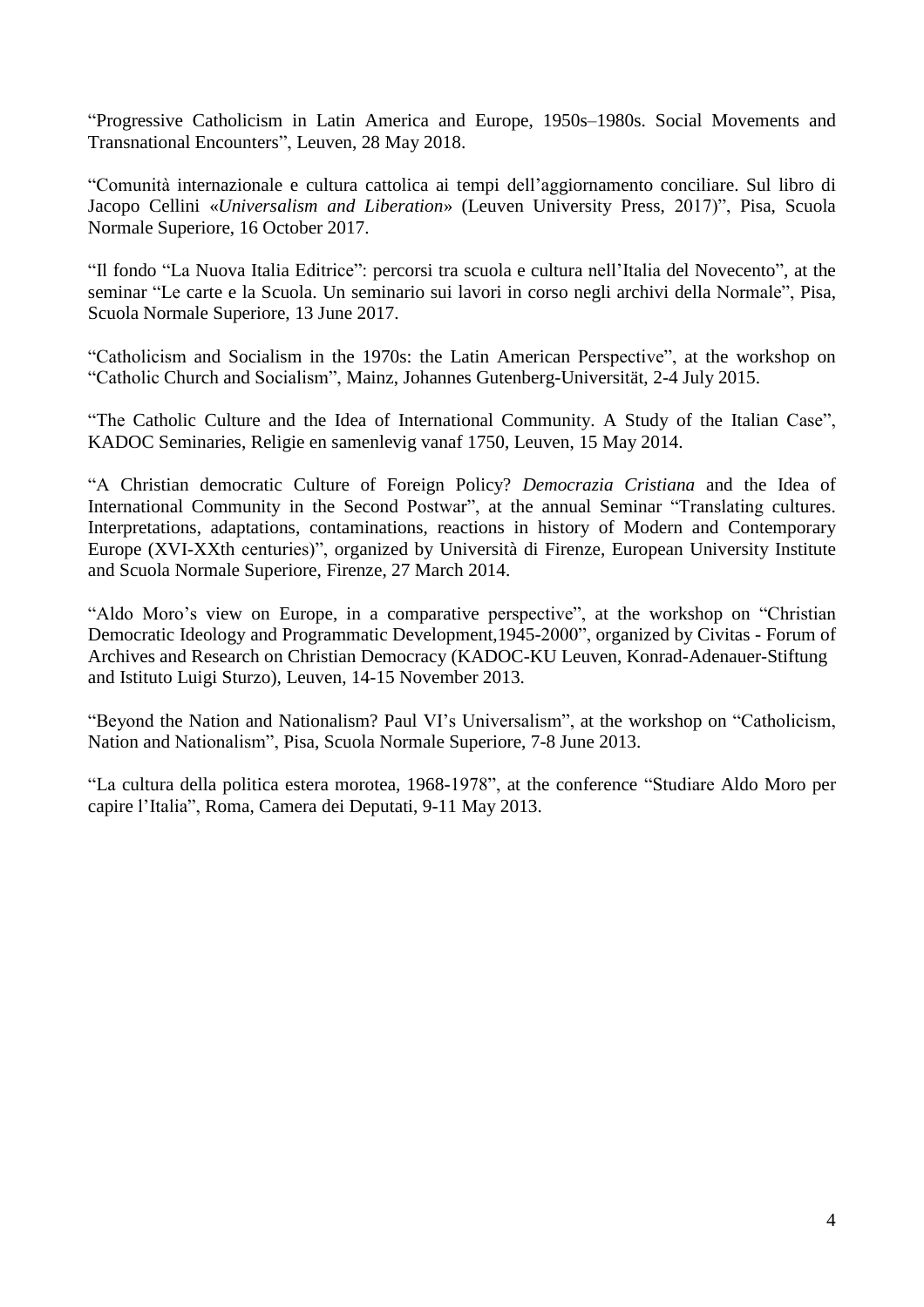"Progressive Catholicism in Latin America and Europe, 1950s–1980s. Social Movements and Transnational Encounters", Leuven, 28 May 2018.

"Comunità internazionale e cultura cattolica ai tempi dell'aggiornamento conciliare. Sul libro di Jacopo Cellini «*Universalism and Liberation*» (Leuven University Press, 2017)", Pisa, Scuola Normale Superiore, 16 October 2017.

"Il fondo "La Nuova Italia Editrice": percorsi tra scuola e cultura nell'Italia del Novecento", at the seminar "Le carte e la Scuola. Un seminario sui lavori in corso negli archivi della Normale", Pisa, Scuola Normale Superiore, 13 June 2017.

"Catholicism and Socialism in the 1970s: the Latin American Perspective", at the workshop on "Catholic Church and Socialism", Mainz, Johannes Gutenberg-Universität, 2-4 July 2015.

"The Catholic Culture and the Idea of International Community. A Study of the Italian Case", KADOC Seminaries, Religie en samenlevig vanaf 1750, Leuven, 15 May 2014.

"A Christian democratic Culture of Foreign Policy? *Democrazia Cristiana* and the Idea of International Community in the Second Postwar", at the annual Seminar "Translating cultures. Interpretations, adaptations, contaminations, reactions in history of Modern and Contemporary Europe (XVI-XXth centuries)", organized by Università di Firenze, European University Institute and Scuola Normale Superiore, Firenze, 27 March 2014.

"Aldo Moro's view on Europe, in a comparative perspective", at the workshop on "Christian Democratic Ideology and Programmatic Development,1945-2000", organized by Civitas - Forum of Archives and Research on Christian Democracy (KADOC-KU Leuven, Konrad-Adenauer-Stiftung and Istituto Luigi Sturzo), Leuven, 14-15 November 2013.

"Beyond the Nation and Nationalism? Paul VI's Universalism", at the workshop on "Catholicism, Nation and Nationalism", Pisa, Scuola Normale Superiore, 7-8 June 2013.

"La cultura della politica estera morotea, 1968-1978", at the conference "Studiare Aldo Moro per capire l'Italia", Roma, Camera dei Deputati, 9-11 May 2013.